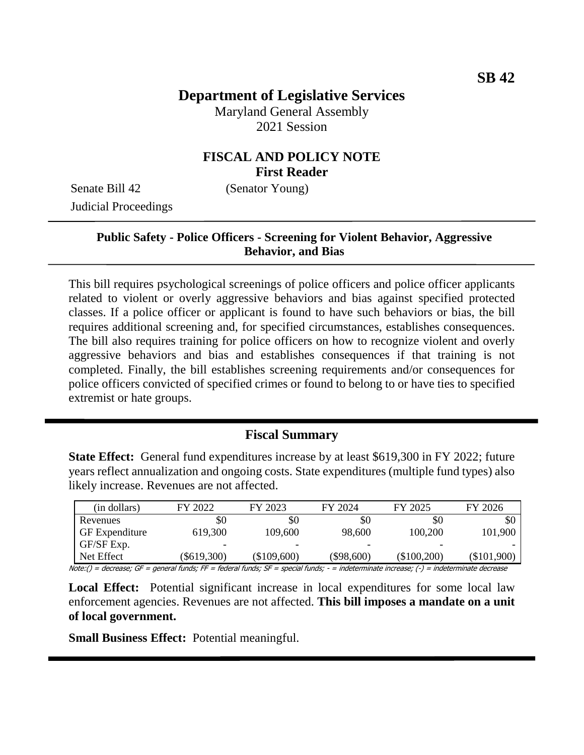**SB 42**

# Department of Legislative Services

Maryland General Assembly
2021 Session

## FISCAL AND POLICY NOTE
**First Reader**

Senate Bill 42 (Senator Young)
Judicial Proceedings

---

**Public Safety - Police Officers - Screening for Violent Behavior, Aggressive Behavior, and Bias**

---

This bill requires psychological screenings of police officers and police officer applicants related to violent or overly aggressive behaviors and bias against specified protected classes. If a police officer or applicant is found to have such behaviors or bias, the bill requires additional screening and, for specified circumstances, establishes consequences. The bill also requires training for police officers on how to recognize violent and overly aggressive behaviors and bias and establishes consequences if that training is not completed. Finally, the bill establishes screening requirements and/or consequences for police officers convicted of specified crimes or found to belong to or have ties to specified extremist or hate groups.

## Fiscal Summary

**State Effect:** General fund expenditures increase by at least $619,300 in FY 2022; future years reflect annualization and ongoing costs. State expenditures (multiple fund types) also likely increase. Revenues are not affected.

| (in dollars) | FY 2022 | FY 2023 | FY 2024 | FY 2025 | FY 2026 |
|---|---|---|---|---|---|
| Revenues | $0 | $0 | $0 | $0 | $0 |
| GF Expenditure | 619,300 | 109,600 | 98,600 | 100,200 | 101,900 |
| GF/SF Exp. | - | - | - | - | - |
| Net Effect | ($619,300) | ($109,600) | ($98,600) | ($100,200) | ($101,900) |

Note:() = decrease; GF = general funds; FF = federal funds; SF = special funds; - = indeterminate increase; (-) = indeterminate decrease

**Local Effect:** Potential significant increase in local expenditures for some local law enforcement agencies. Revenues are not affected. **This bill imposes a mandate on a unit of local government.**

**Small Business Effect:** Potential meaningful.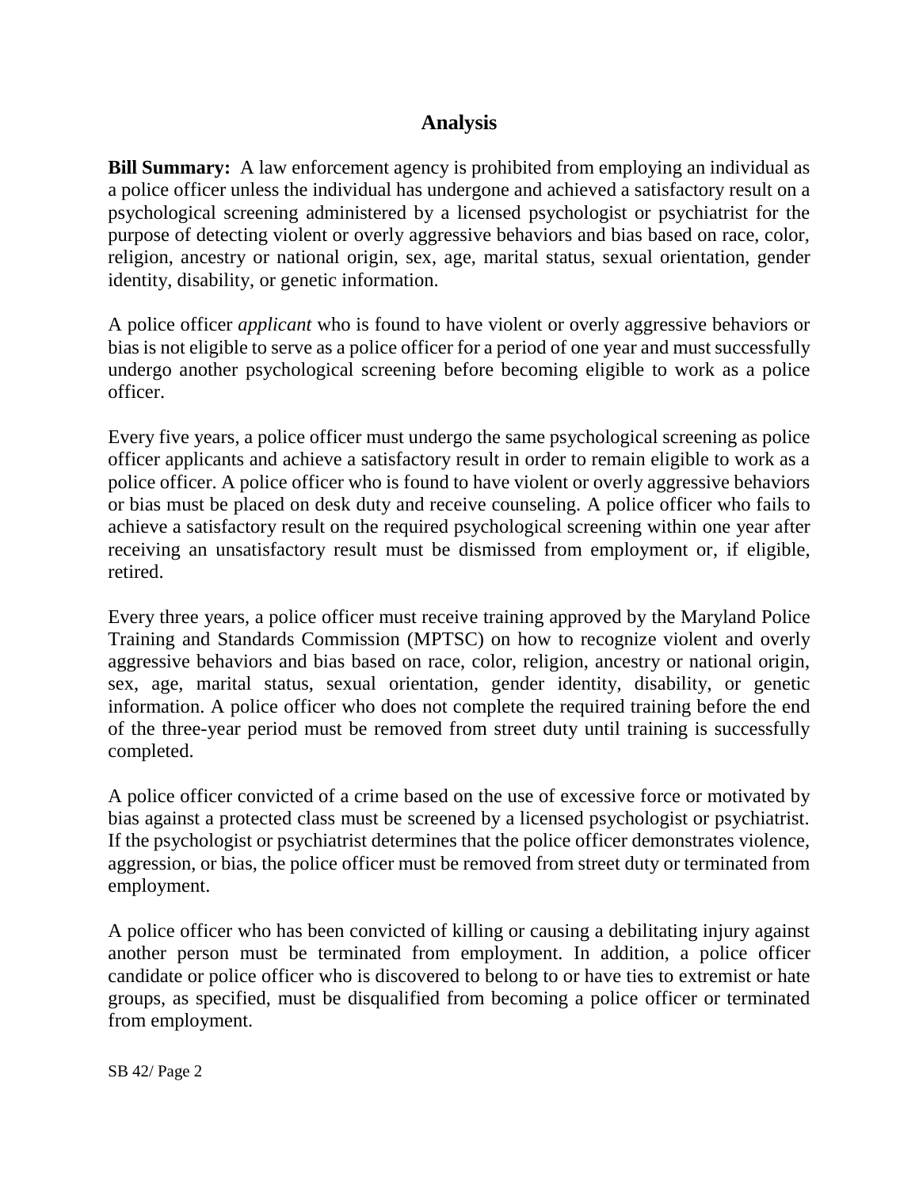## Analysis

**Bill Summary:** A law enforcement agency is prohibited from employing an individual as a police officer unless the individual has undergone and achieved a satisfactory result on a psychological screening administered by a licensed psychologist or psychiatrist for the purpose of detecting violent or overly aggressive behaviors and bias based on race, color, religion, ancestry or national origin, sex, age, marital status, sexual orientation, gender identity, disability, or genetic information.

A police officer *applicant* who is found to have violent or overly aggressive behaviors or bias is not eligible to serve as a police officer for a period of one year and must successfully undergo another psychological screening before becoming eligible to work as a police officer.

Every five years, a police officer must undergo the same psychological screening as police officer applicants and achieve a satisfactory result in order to remain eligible to work as a police officer. A police officer who is found to have violent or overly aggressive behaviors or bias must be placed on desk duty and receive counseling. A police officer who fails to achieve a satisfactory result on the required psychological screening within one year after receiving an unsatisfactory result must be dismissed from employment or, if eligible, retired.

Every three years, a police officer must receive training approved by the Maryland Police Training and Standards Commission (MPTSC) on how to recognize violent and overly aggressive behaviors and bias based on race, color, religion, ancestry or national origin, sex, age, marital status, sexual orientation, gender identity, disability, or genetic information. A police officer who does not complete the required training before the end of the three-year period must be removed from street duty until training is successfully completed.

A police officer convicted of a crime based on the use of excessive force or motivated by bias against a protected class must be screened by a licensed psychologist or psychiatrist. If the psychologist or psychiatrist determines that the police officer demonstrates violence, aggression, or bias, the police officer must be removed from street duty or terminated from employment.

A police officer who has been convicted of killing or causing a debilitating injury against another person must be terminated from employment. In addition, a police officer candidate or police officer who is discovered to belong to or have ties to extremist or hate groups, as specified, must be disqualified from becoming a police officer or terminated from employment.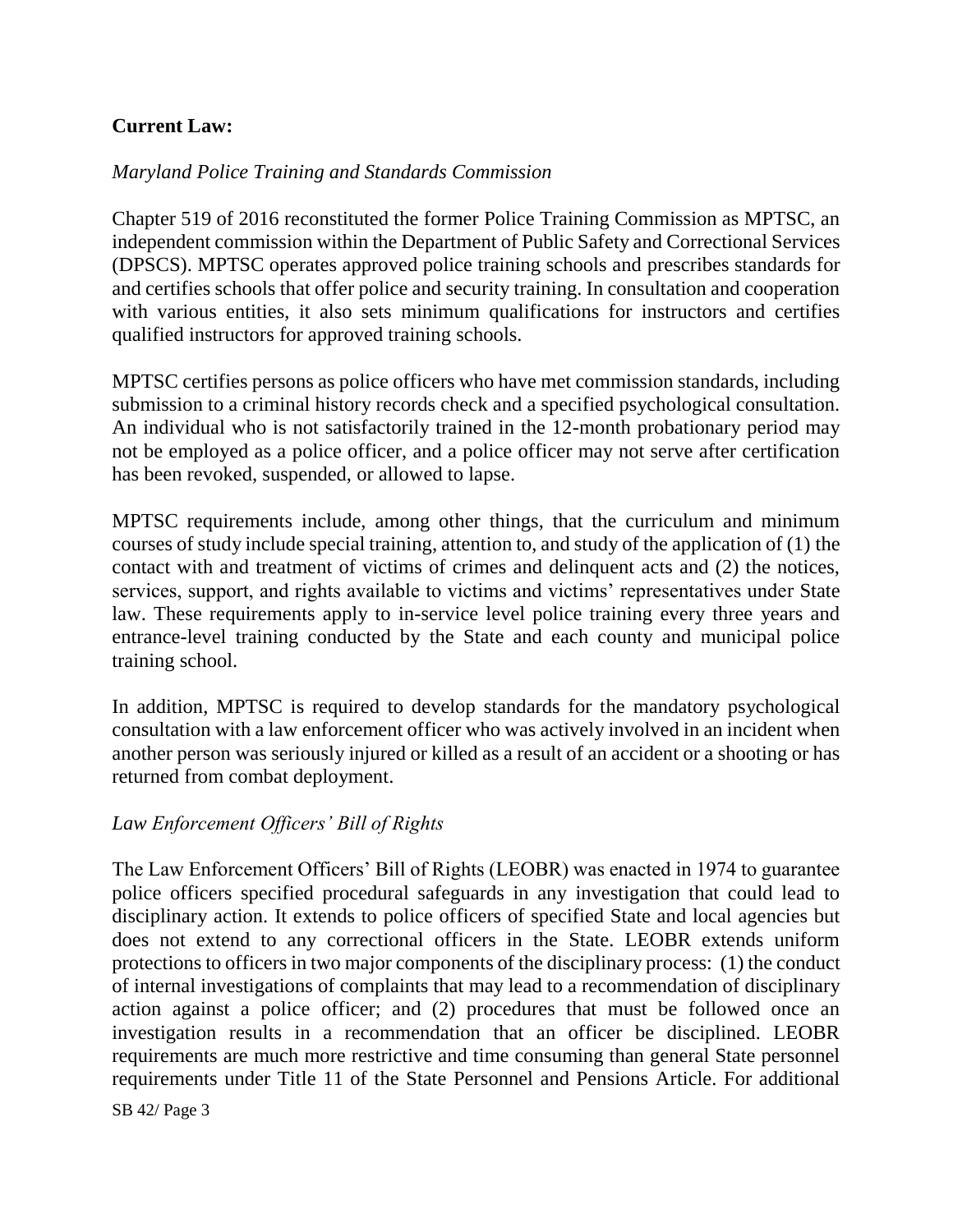**Current Law:**

*Maryland Police Training and Standards Commission*

Chapter 519 of 2016 reconstituted the former Police Training Commission as MPTSC, an independent commission within the Department of Public Safety and Correctional Services (DPSCS). MPTSC operates approved police training schools and prescribes standards for and certifies schools that offer police and security training. In consultation and cooperation with various entities, it also sets minimum qualifications for instructors and certifies qualified instructors for approved training schools.

MPTSC certifies persons as police officers who have met commission standards, including submission to a criminal history records check and a specified psychological consultation. An individual who is not satisfactorily trained in the 12-month probationary period may not be employed as a police officer, and a police officer may not serve after certification has been revoked, suspended, or allowed to lapse.

MPTSC requirements include, among other things, that the curriculum and minimum courses of study include special training, attention to, and study of the application of (1) the contact with and treatment of victims of crimes and delinquent acts and (2) the notices, services, support, and rights available to victims and victims' representatives under State law. These requirements apply to in-service level police training every three years and entrance-level training conducted by the State and each county and municipal police training school.

In addition, MPTSC is required to develop standards for the mandatory psychological consultation with a law enforcement officer who was actively involved in an incident when another person was seriously injured or killed as a result of an accident or a shooting or has returned from combat deployment.

*Law Enforcement Officers' Bill of Rights*

The Law Enforcement Officers' Bill of Rights (LEOBR) was enacted in 1974 to guarantee police officers specified procedural safeguards in any investigation that could lead to disciplinary action. It extends to police officers of specified State and local agencies but does not extend to any correctional officers in the State. LEOBR extends uniform protections to officers in two major components of the disciplinary process: (1) the conduct of internal investigations of complaints that may lead to a recommendation of disciplinary action against a police officer; and (2) procedures that must be followed once an investigation results in a recommendation that an officer be disciplined. LEOBR requirements are much more restrictive and time consuming than general State personnel requirements under Title 11 of the State Personnel and Pensions Article. For additional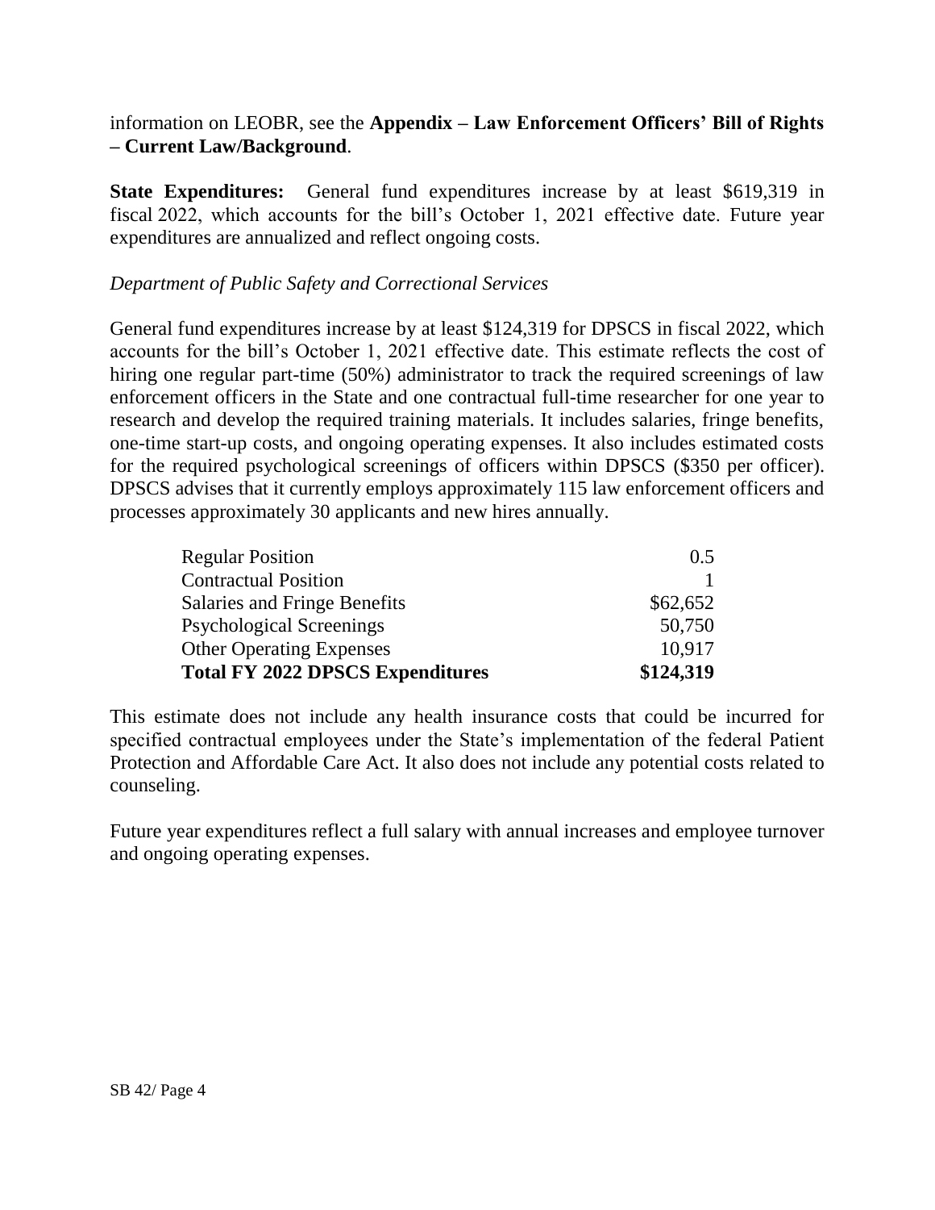information on LEOBR, see the **Appendix – Law Enforcement Officers' Bill of Rights – Current Law/Background**.

**State Expenditures:** General fund expenditures increase by at least $619,319 in fiscal 2022, which accounts for the bill's October 1, 2021 effective date. Future year expenditures are annualized and reflect ongoing costs.

*Department of Public Safety and Correctional Services*

General fund expenditures increase by at least $124,319 for DPSCS in fiscal 2022, which accounts for the bill's October 1, 2021 effective date. This estimate reflects the cost of hiring one regular part-time (50%) administrator to track the required screenings of law enforcement officers in the State and one contractual full-time researcher for one year to research and develop the required training materials. It includes salaries, fringe benefits, one-time start-up costs, and ongoing operating expenses. It also includes estimated costs for the required psychological screenings of officers within DPSCS ($350 per officer). DPSCS advises that it currently employs approximately 115 law enforcement officers and processes approximately 30 applicants and new hires annually.

| | |
|---|---:|
| Regular Position | 0.5 |
| Contractual Position | 1 |
| Salaries and Fringe Benefits | $62,652 |
| Psychological Screenings | 50,750 |
| Other Operating Expenses | 10,917 |
| **Total FY 2022 DPSCS Expenditures** | **$124,319** |

This estimate does not include any health insurance costs that could be incurred for specified contractual employees under the State's implementation of the federal Patient Protection and Affordable Care Act. It also does not include any potential costs related to counseling.

Future year expenditures reflect a full salary with annual increases and employee turnover and ongoing operating expenses.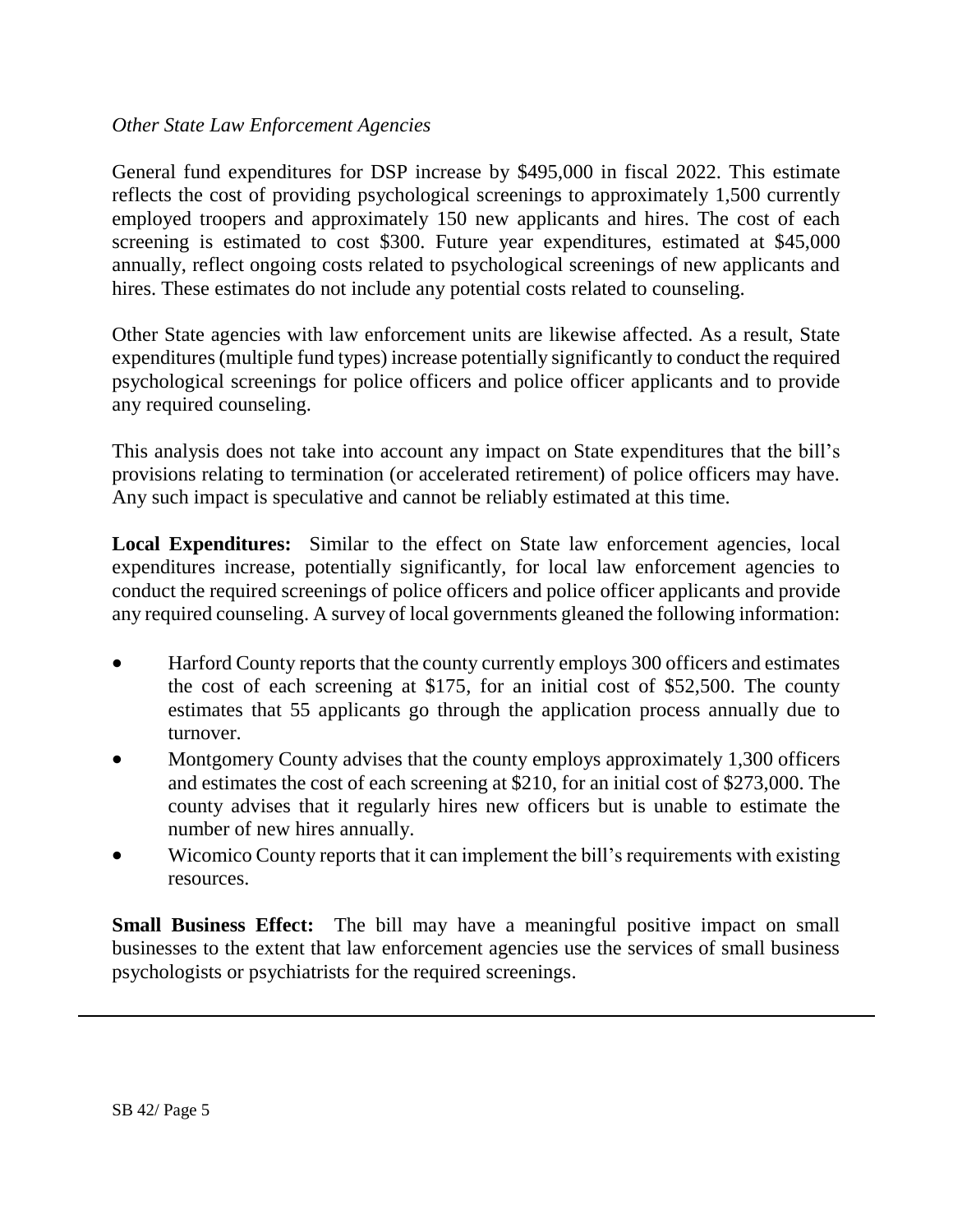*Other State Law Enforcement Agencies*

General fund expenditures for DSP increase by $495,000 in fiscal 2022. This estimate reflects the cost of providing psychological screenings to approximately 1,500 currently employed troopers and approximately 150 new applicants and hires. The cost of each screening is estimated to cost $300. Future year expenditures, estimated at $45,000 annually, reflect ongoing costs related to psychological screenings of new applicants and hires. These estimates do not include any potential costs related to counseling.

Other State agencies with law enforcement units are likewise affected. As a result, State expenditures (multiple fund types) increase potentially significantly to conduct the required psychological screenings for police officers and police officer applicants and to provide any required counseling.

This analysis does not take into account any impact on State expenditures that the bill's provisions relating to termination (or accelerated retirement) of police officers may have. Any such impact is speculative and cannot be reliably estimated at this time.

**Local Expenditures:** Similar to the effect on State law enforcement agencies, local expenditures increase, potentially significantly, for local law enforcement agencies to conduct the required screenings of police officers and police officer applicants and provide any required counseling. A survey of local governments gleaned the following information:

- Harford County reports that the county currently employs 300 officers and estimates the cost of each screening at $175, for an initial cost of $52,500. The county estimates that 55 applicants go through the application process annually due to turnover.
- Montgomery County advises that the county employs approximately 1,300 officers and estimates the cost of each screening at $210, for an initial cost of $273,000. The county advises that it regularly hires new officers but is unable to estimate the number of new hires annually.
- Wicomico County reports that it can implement the bill's requirements with existing resources.

**Small Business Effect:** The bill may have a meaningful positive impact on small businesses to the extent that law enforcement agencies use the services of small business psychologists or psychiatrists for the required screenings.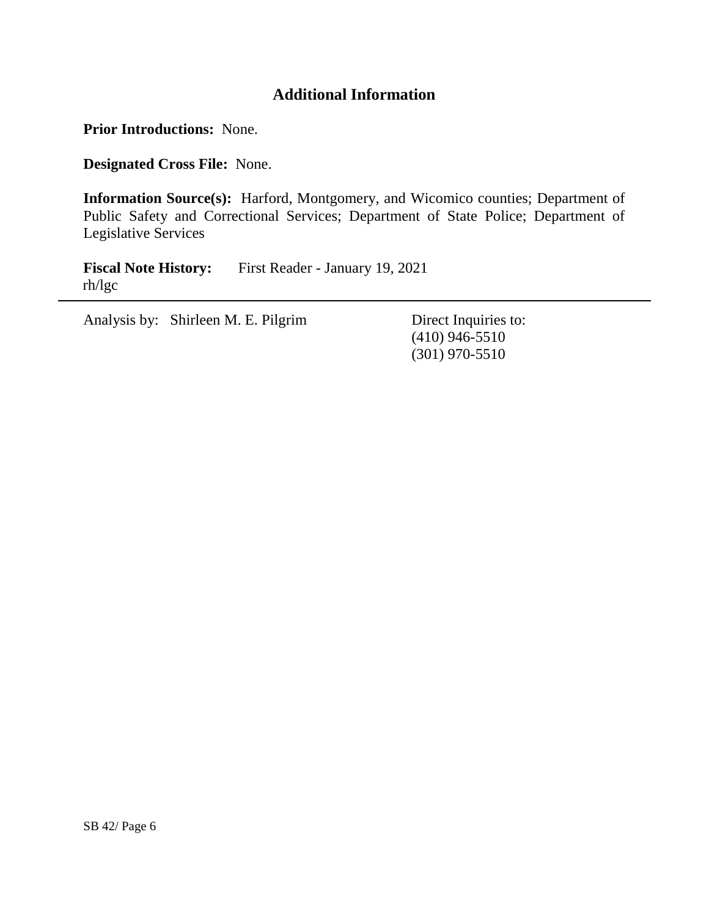## Additional Information

**Prior Introductions:** None.

**Designated Cross File:** None.

**Information Source(s):** Harford, Montgomery, and Wicomico counties; Department of Public Safety and Correctional Services; Department of State Police; Department of Legislative Services

**Fiscal Note History:** First Reader - January 19, 2021
rh/lgc

---

Analysis by: Shirleen M. E. Pilgrim

Direct Inquiries to:
(410) 946-5510
(301) 970-5510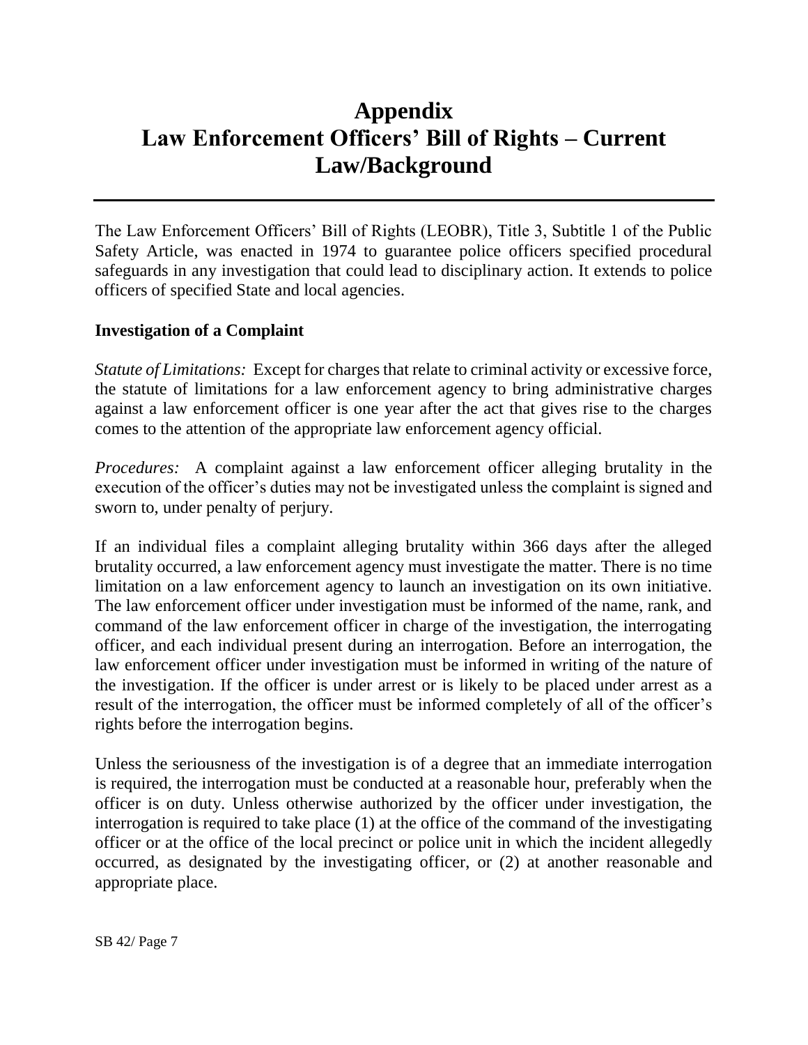# Appendix
# Law Enforcement Officers' Bill of Rights – Current Law/Background

The Law Enforcement Officers' Bill of Rights (LEOBR), Title 3, Subtitle 1 of the Public Safety Article, was enacted in 1974 to guarantee police officers specified procedural safeguards in any investigation that could lead to disciplinary action. It extends to police officers of specified State and local agencies.

**Investigation of a Complaint**

*Statute of Limitations:* Except for charges that relate to criminal activity or excessive force, the statute of limitations for a law enforcement agency to bring administrative charges against a law enforcement officer is one year after the act that gives rise to the charges comes to the attention of the appropriate law enforcement agency official.

*Procedures:* A complaint against a law enforcement officer alleging brutality in the execution of the officer's duties may not be investigated unless the complaint is signed and sworn to, under penalty of perjury.

If an individual files a complaint alleging brutality within 366 days after the alleged brutality occurred, a law enforcement agency must investigate the matter. There is no time limitation on a law enforcement agency to launch an investigation on its own initiative. The law enforcement officer under investigation must be informed of the name, rank, and command of the law enforcement officer in charge of the investigation, the interrogating officer, and each individual present during an interrogation. Before an interrogation, the law enforcement officer under investigation must be informed in writing of the nature of the investigation. If the officer is under arrest or is likely to be placed under arrest as a result of the interrogation, the officer must be informed completely of all of the officer's rights before the interrogation begins.

Unless the seriousness of the investigation is of a degree that an immediate interrogation is required, the interrogation must be conducted at a reasonable hour, preferably when the officer is on duty. Unless otherwise authorized by the officer under investigation, the interrogation is required to take place (1) at the office of the command of the investigating officer or at the office of the local precinct or police unit in which the incident allegedly occurred, as designated by the investigating officer, or (2) at another reasonable and appropriate place.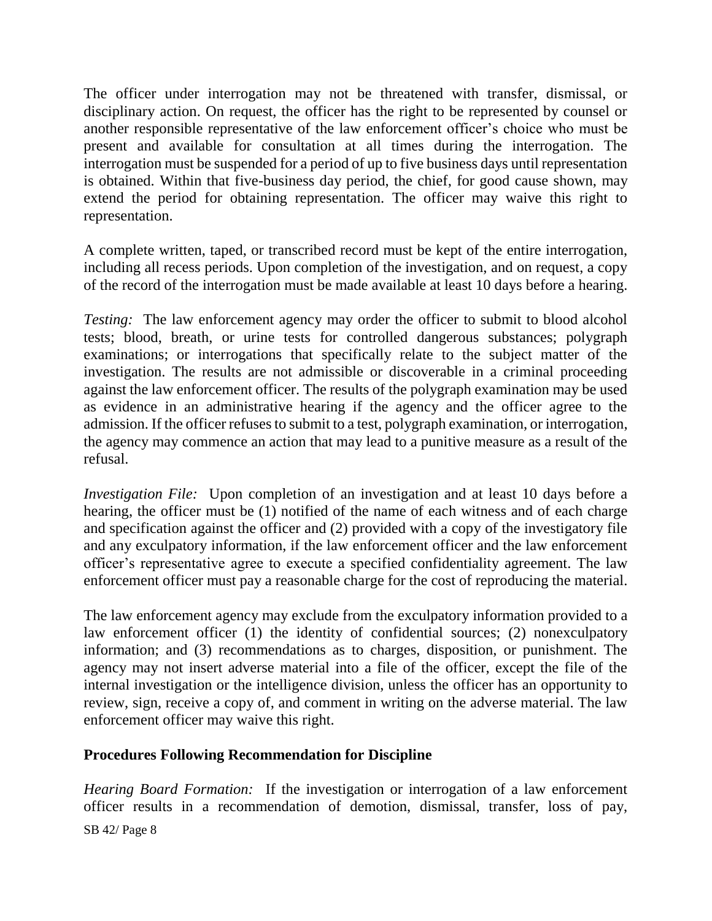The officer under interrogation may not be threatened with transfer, dismissal, or disciplinary action. On request, the officer has the right to be represented by counsel or another responsible representative of the law enforcement officer's choice who must be present and available for consultation at all times during the interrogation. The interrogation must be suspended for a period of up to five business days until representation is obtained. Within that five-business day period, the chief, for good cause shown, may extend the period for obtaining representation. The officer may waive this right to representation.

A complete written, taped, or transcribed record must be kept of the entire interrogation, including all recess periods. Upon completion of the investigation, and on request, a copy of the record of the interrogation must be made available at least 10 days before a hearing.

*Testing:* The law enforcement agency may order the officer to submit to blood alcohol tests; blood, breath, or urine tests for controlled dangerous substances; polygraph examinations; or interrogations that specifically relate to the subject matter of the investigation. The results are not admissible or discoverable in a criminal proceeding against the law enforcement officer. The results of the polygraph examination may be used as evidence in an administrative hearing if the agency and the officer agree to the admission. If the officer refuses to submit to a test, polygraph examination, or interrogation, the agency may commence an action that may lead to a punitive measure as a result of the refusal.

*Investigation File:* Upon completion of an investigation and at least 10 days before a hearing, the officer must be (1) notified of the name of each witness and of each charge and specification against the officer and (2) provided with a copy of the investigatory file and any exculpatory information, if the law enforcement officer and the law enforcement officer's representative agree to execute a specified confidentiality agreement. The law enforcement officer must pay a reasonable charge for the cost of reproducing the material.

The law enforcement agency may exclude from the exculpatory information provided to a law enforcement officer (1) the identity of confidential sources; (2) nonexculpatory information; and (3) recommendations as to charges, disposition, or punishment. The agency may not insert adverse material into a file of the officer, except the file of the internal investigation or the intelligence division, unless the officer has an opportunity to review, sign, receive a copy of, and comment in writing on the adverse material. The law enforcement officer may waive this right.

**Procedures Following Recommendation for Discipline**

*Hearing Board Formation:* If the investigation or interrogation of a law enforcement officer results in a recommendation of demotion, dismissal, transfer, loss of pay,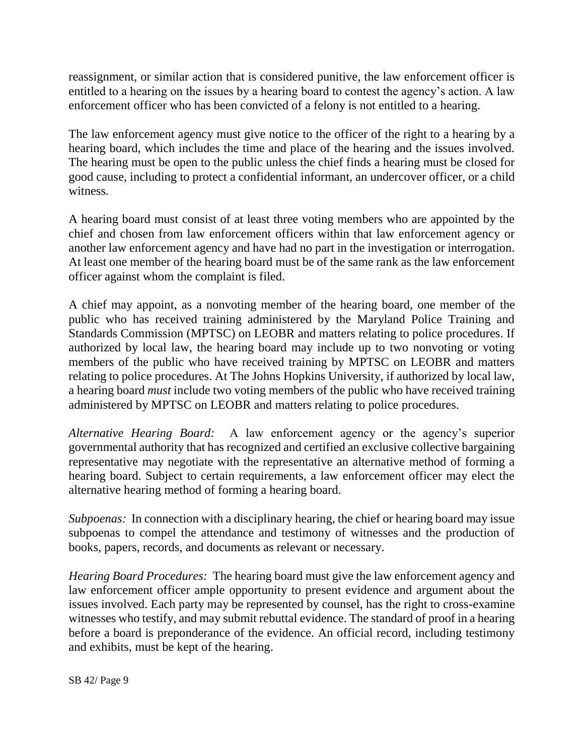reassignment, or similar action that is considered punitive, the law enforcement officer is entitled to a hearing on the issues by a hearing board to contest the agency's action. A law enforcement officer who has been convicted of a felony is not entitled to a hearing.

The law enforcement agency must give notice to the officer of the right to a hearing by a hearing board, which includes the time and place of the hearing and the issues involved. The hearing must be open to the public unless the chief finds a hearing must be closed for good cause, including to protect a confidential informant, an undercover officer, or a child witness.

A hearing board must consist of at least three voting members who are appointed by the chief and chosen from law enforcement officers within that law enforcement agency or another law enforcement agency and have had no part in the investigation or interrogation. At least one member of the hearing board must be of the same rank as the law enforcement officer against whom the complaint is filed.

A chief may appoint, as a nonvoting member of the hearing board, one member of the public who has received training administered by the Maryland Police Training and Standards Commission (MPTSC) on LEOBR and matters relating to police procedures. If authorized by local law, the hearing board may include up to two nonvoting or voting members of the public who have received training by MPTSC on LEOBR and matters relating to police procedures. At The Johns Hopkins University, if authorized by local law, a hearing board *must* include two voting members of the public who have received training administered by MPTSC on LEOBR and matters relating to police procedures.

*Alternative Hearing Board:* A law enforcement agency or the agency's superior governmental authority that has recognized and certified an exclusive collective bargaining representative may negotiate with the representative an alternative method of forming a hearing board. Subject to certain requirements, a law enforcement officer may elect the alternative hearing method of forming a hearing board.

*Subpoenas:* In connection with a disciplinary hearing, the chief or hearing board may issue subpoenas to compel the attendance and testimony of witnesses and the production of books, papers, records, and documents as relevant or necessary.

*Hearing Board Procedures:* The hearing board must give the law enforcement agency and law enforcement officer ample opportunity to present evidence and argument about the issues involved. Each party may be represented by counsel, has the right to cross-examine witnesses who testify, and may submit rebuttal evidence. The standard of proof in a hearing before a board is preponderance of the evidence. An official record, including testimony and exhibits, must be kept of the hearing.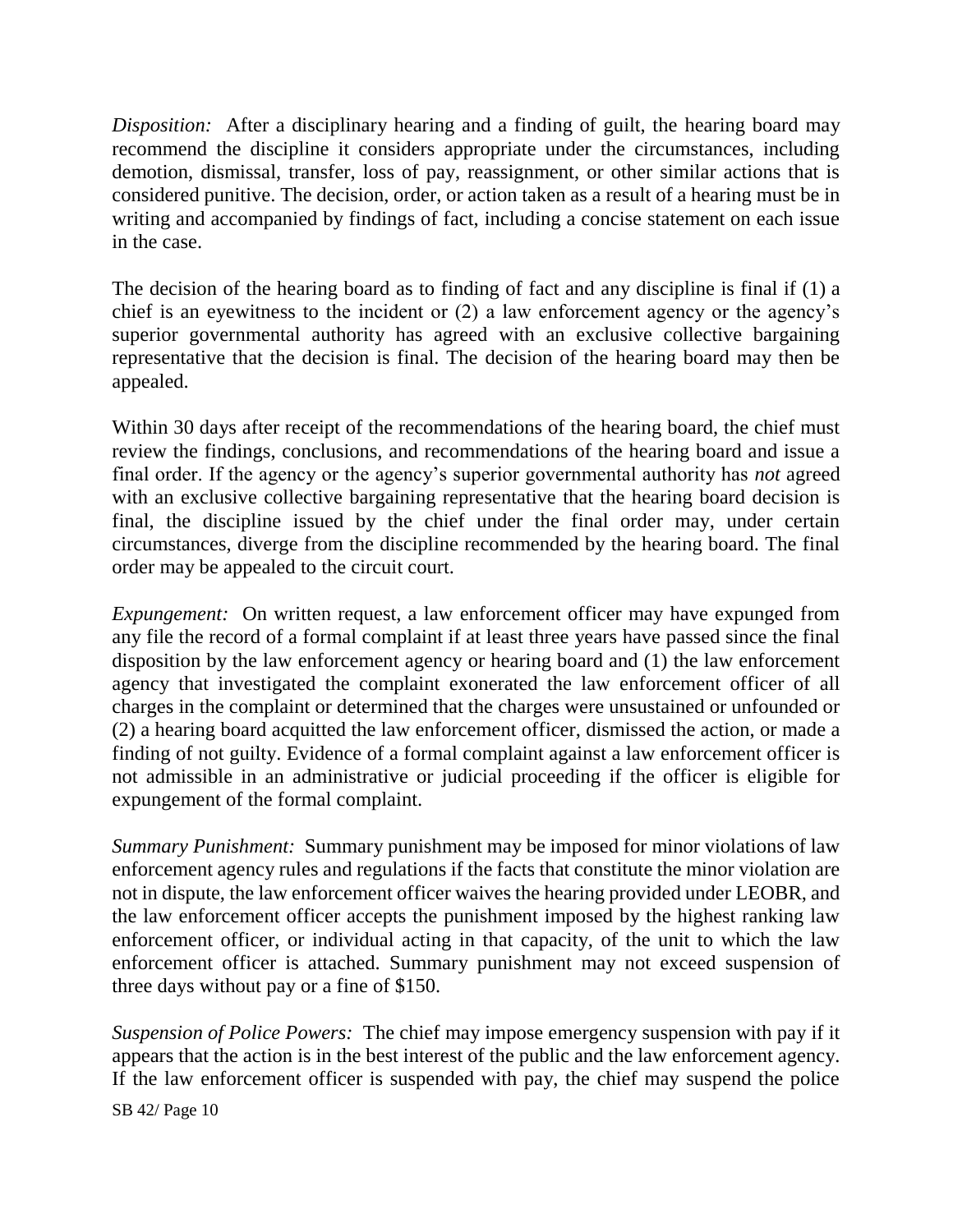*Disposition:* After a disciplinary hearing and a finding of guilt, the hearing board may recommend the discipline it considers appropriate under the circumstances, including demotion, dismissal, transfer, loss of pay, reassignment, or other similar actions that is considered punitive. The decision, order, or action taken as a result of a hearing must be in writing and accompanied by findings of fact, including a concise statement on each issue in the case.

The decision of the hearing board as to finding of fact and any discipline is final if (1) a chief is an eyewitness to the incident or (2) a law enforcement agency or the agency's superior governmental authority has agreed with an exclusive collective bargaining representative that the decision is final. The decision of the hearing board may then be appealed.

Within 30 days after receipt of the recommendations of the hearing board, the chief must review the findings, conclusions, and recommendations of the hearing board and issue a final order. If the agency or the agency's superior governmental authority has *not* agreed with an exclusive collective bargaining representative that the hearing board decision is final, the discipline issued by the chief under the final order may, under certain circumstances, diverge from the discipline recommended by the hearing board. The final order may be appealed to the circuit court.

*Expungement:* On written request, a law enforcement officer may have expunged from any file the record of a formal complaint if at least three years have passed since the final disposition by the law enforcement agency or hearing board and (1) the law enforcement agency that investigated the complaint exonerated the law enforcement officer of all charges in the complaint or determined that the charges were unsustained or unfounded or (2) a hearing board acquitted the law enforcement officer, dismissed the action, or made a finding of not guilty. Evidence of a formal complaint against a law enforcement officer is not admissible in an administrative or judicial proceeding if the officer is eligible for expungement of the formal complaint.

*Summary Punishment:* Summary punishment may be imposed for minor violations of law enforcement agency rules and regulations if the facts that constitute the minor violation are not in dispute, the law enforcement officer waives the hearing provided under LEOBR, and the law enforcement officer accepts the punishment imposed by the highest ranking law enforcement officer, or individual acting in that capacity, of the unit to which the law enforcement officer is attached. Summary punishment may not exceed suspension of three days without pay or a fine of $150.

*Suspension of Police Powers:* The chief may impose emergency suspension with pay if it appears that the action is in the best interest of the public and the law enforcement agency. If the law enforcement officer is suspended with pay, the chief may suspend the police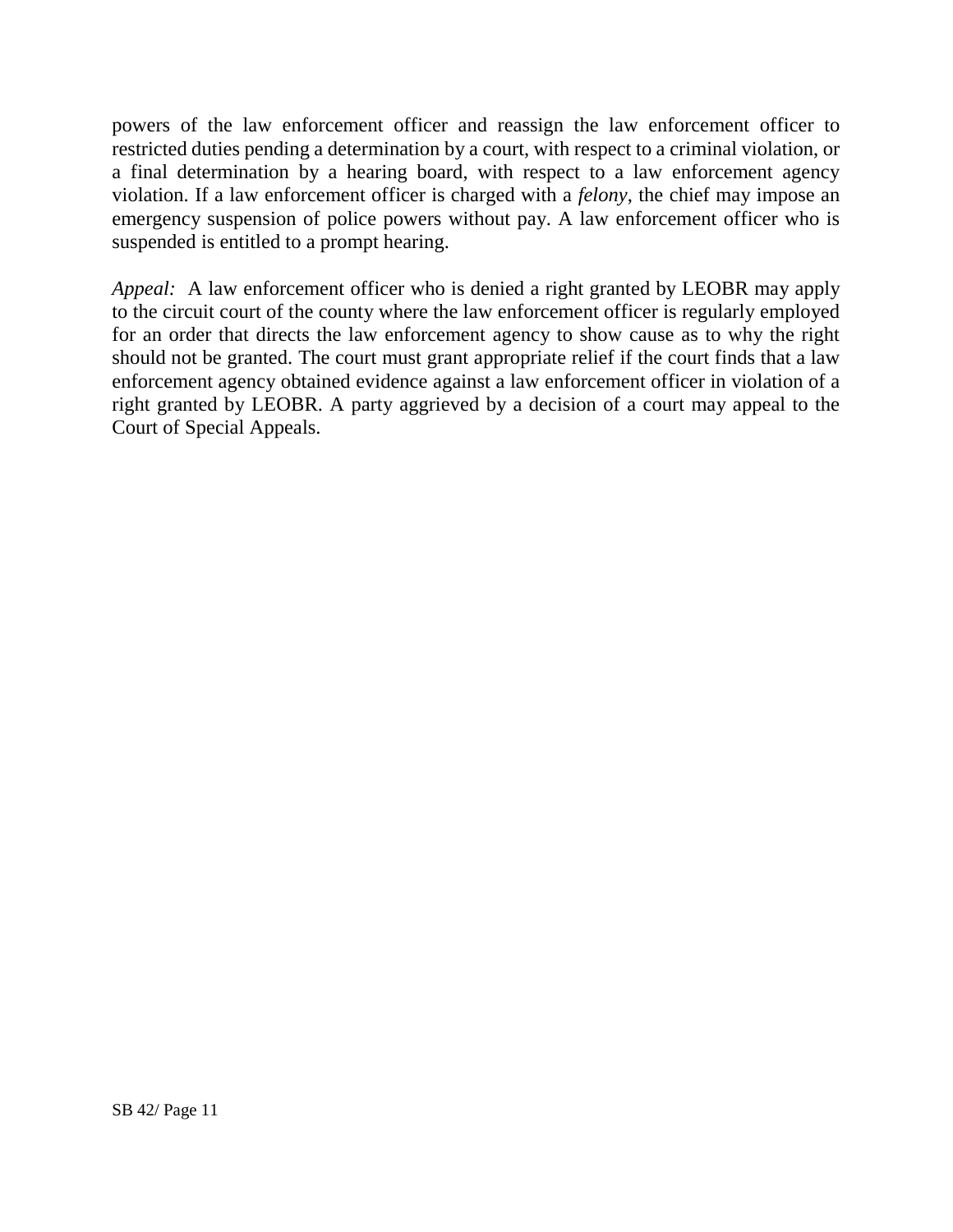powers of the law enforcement officer and reassign the law enforcement officer to restricted duties pending a determination by a court, with respect to a criminal violation, or a final determination by a hearing board, with respect to a law enforcement agency violation. If a law enforcement officer is charged with a *felony*, the chief may impose an emergency suspension of police powers without pay. A law enforcement officer who is suspended is entitled to a prompt hearing.

*Appeal:* A law enforcement officer who is denied a right granted by LEOBR may apply to the circuit court of the county where the law enforcement officer is regularly employed for an order that directs the law enforcement agency to show cause as to why the right should not be granted. The court must grant appropriate relief if the court finds that a law enforcement agency obtained evidence against a law enforcement officer in violation of a right granted by LEOBR. A party aggrieved by a decision of a court may appeal to the Court of Special Appeals.